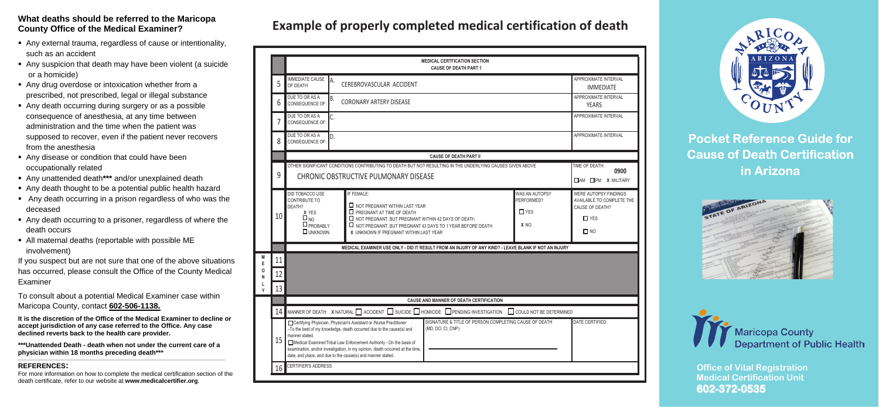## What deaths should be referred to the Maricopa County Office of the Medical Examiner?

- Any external trauma, regardless of cause or intentionality, such as an accident
- Any suspicion that death may have been violent (a suicide or a homicide)
- Any drug overdose or intoxication whether from a prescribed, not prescribed, legal or illegal substance
- Any death occurring during surgery or as a possible consequence of anesthesia, at any time between administration and the time when the patient was supposed to recover, even if the patient never recovers from the anesthesia
- Any disease or condition that could have been occupationally related
- Any unattended death*** and/or unexplained death
- Any death thought to be a potential public health hazard
- Any death occurring in a prison regardless of who was the deceased
- Any death occurring to a prisoner, regardless of where the death occurs
- All maternal deaths (reportable with possible ME involvement)

If you suspect but are not sure that one of the above situations has occurred, please consult the Office of the County Medical Examiner

To consult about a potential Medical Examiner case within Maricopa County, contact **602-506-1138.**

**It is the discretion of the Office of the Medical Examiner to decline or accept jurisdiction of any case referred to the Office. Any case declined reverts back to the health care provider.**

**\*\*\*Unattended Death - death when not under the current care of a physician within 18 months preceding death\*\*\***

**REFERENCES:**

For more information on how to complete the medical certification section of the death certificate, refer to our website at **www.medicalcertifier.org**.

# Example of properly completed medical certification of death

**MEDICAL CERTFICATION SECTION**
**CAUSE OF DEATH PART 1**

| | | | Approximate Interval |
|---|---|---|---|
| 5 | IMMEDIATE CAUSE OF DEATH | A. CEREBROVASCULAR ACCIDENT | IMMEDIATE |
| 6 | DUE TO OR AS A CONSEQUENCE OF: | B. CORONARY ARTERY DISEASE | YEARS |
| 7 | DUE TO OR AS A CONSEQUENCE OF: | C. | |
| 8 | DUE TO OR AS A CONSEQUENCE OF: | D. | |

**CAUSE OF DEATH PART II**

| | | |
|---|---|---|
| 9 | OTHER SIGNIFICANT CONDITIONS CONTRIBUTING TO DEATH BUT NOT RESULTING IN THE UNDERLYING CAUSES GIVEN ABOVE: CHRONIC OBSTRUCTIVE PULMONARY DISEASE | TIME OF DEATH: 0900 ☐ AM ☐ PM X MILITARY |

| | | | | |
|---|---|---|---|---|
| 10 | DID TOBACCO USE CONTRIBUTE TO DEATH? X YES ☐ NO ☐ PROBABLY ☐ UNKNOWN | IF FEMALE: ☐ NOT PREGNANT WITHIN LAST YEAR ☐ PREGNANT AT TIME OF DEATH ☐ NOT PREGNANT, BUT PREGNANT WITHIN 42 DAYS OF DEATH ☐ NOT PREGNANT, BUT PREGNANT 43 DAYS TO 1 YEAR BEFORE DEATH X UNKNOWN IF PREGNANT WITHIN LAST YEAR | WAS AN AUTOPSY PERFORMED? ☐ YES X NO | WERE AUTOPSY FINDINGS AVAILABLE TO COMPLETE THE CAUSE OF DEATH? ☐ YES ☐ NO |

**MEDICAL EXAMINER USE ONLY - DID IT RESULT FROM AN INJURY OF ANY KIND? - LEAVE BLANK IF NOT AN INJURY**

ME ONLY: 11, 12, 13

**CAUSE AND MANNER OF DEATH CERTIFICATION**

14 MANNER OF DEATH: X NATURAL ☐ ACCIDENT ☐ SUICIDE ☐ HOMICIDE ☐ PENDING INVESTIGATION ☐ COULD NOT BE DETERMINED

| | | | |
|---|---|---|---|
| 15 | ☐ Certifying Physician, Physician's Assistant or /Nurse Practitioner –To the best of my knowledge, death occurred due to the cause(s) and manner stated. ☐ Medical Examiner/Tribal Law Enforcement Authority - On the basis of examination, and/or investigation, in my opinion, death occurred at the time, date, and place, and due to the cause(s) and manner stated. | SIGNATURE & TITLE OF PERSON COMPLETING CAUSE OF DEATH (MD, DO, CI, CNP) | DATE CERTIFIED: |
| 16 | CERTIFIER'S ADDRESS: | | |

## Pocket Reference Guide for Cause of Death Certification in Arizona

Maricopa County Department of Public Health

**Office of Vital Registration**
**Medical Certification Unit**
**602-372-0535**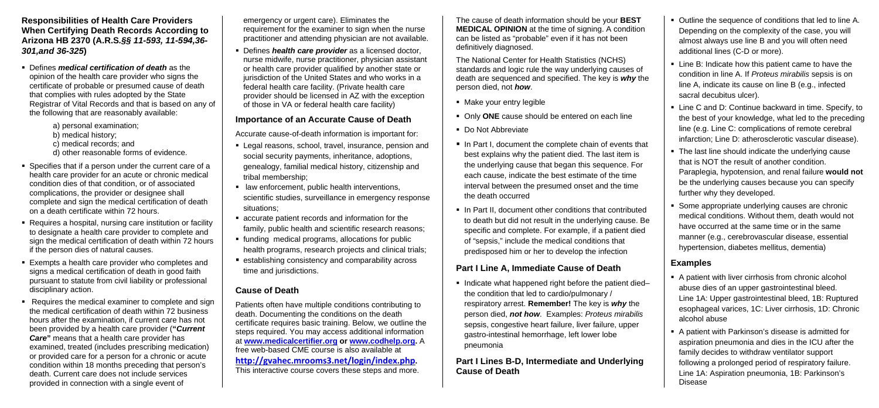## Responsibilities of Health Care Providers When Certifying Death Records According to Arizona HB 2370 (A.R.S.§§ 11-593, 11-594,36-301,and 36-325)

- Defines ***medical certification of death*** as the opinion of the health care provider who signs the certificate of probable or presumed cause of death that complies with rules adopted by the State Registrar of Vital Records and that is based on any of the following that are reasonably available:
  - a) personal examination;
  - b) medical history;
  - c) medical records; and
  - d) other reasonable forms of evidence.
- Specifies that if a person under the current care of a health care provider for an acute or chronic medical condition dies of that condition, or of associated complications, the provider or designee shall complete and sign the medical certification of death on a death certificate within 72 hours.
- Requires a hospital, nursing care institution or facility to designate a health care provider to complete and sign the medical certification of death within 72 hours if the person dies of natural causes.
- Exempts a health care provider who completes and signs a medical certification of death in good faith pursuant to statute from civil liability or professional disciplinary action.
- Requires the medical examiner to complete and sign the medical certification of death within 72 business hours after the examination, if current care has not been provided by a health care provider (**"*Current Care*"** means that a health care provider has examined, treated (includes prescribing medication) or provided care for a person for a chronic or acute condition within 18 months preceding that person's death. Current care does not include services provided in connection with a single event of emergency or urgent care). Eliminates the requirement for the examiner to sign when the nurse practitioner and attending physician are not available.
- Defines ***health care provider*** as a licensed doctor, nurse midwife, nurse practitioner, physician assistant or health care provider qualified by another state or jurisdiction of the United States and who works in a federal health care facility. (Private health care provider should be licensed in AZ with the exception of those in VA or federal health care facility)

### Importance of an Accurate Cause of Death

Accurate cause-of-death information is important for:

- Legal reasons, school, travel, insurance, pension and social security payments, inheritance, adoptions, genealogy, familial medical history, citizenship and tribal membership;
- law enforcement, public health interventions, scientific studies, surveillance in emergency response situations;
- accurate patient records and information for the family, public health and scientific research reasons;
- funding medical programs, allocations for public health programs, research projects and clinical trials;
- establishing consistency and comparability across time and jurisdictions.

### Cause of Death

Patients often have multiple conditions contributing to death. Documenting the conditions on the death certificate requires basic training. Below, we outline the steps required. You may access additional information at **www.medicalcertifier.org or www.codhelp.org.** A free web-based CME course is also available at **http://gvahec.mrooms3.net/login/index.php.** This interactive course covers these steps and more.

The cause of death information should be your **BEST MEDICAL OPINION** at the time of signing. A condition can be listed as "probable" even if it has not been definitively diagnosed.

The National Center for Health Statistics (NCHS) standards and logic rule the way underlying causes of death are sequenced and specified. The key is ***why*** the person died, not ***how***.

- Make your entry legible
- Only **ONE** cause should be entered on each line
- Do Not Abbreviate
- In Part I, document the complete chain of events that best explains why the patient died. The last item is the underlying cause that began this sequence. For each cause, indicate the best estimate of the time interval between the presumed onset and the time the death occurred
- In Part II, document other conditions that contributed to death but did not result in the underlying cause. Be specific and complete. For example, if a patient died of "sepsis," include the medical conditions that predisposed him or her to develop the infection

### Part I Line A, Immediate Cause of Death

- Indicate what happened right before the patient died– the condition that led to cardio/pulmonary / respiratory arrest. **Remember!** The key is ***why*** the person died, ***not how***. Examples: *Proteus mirabilis* sepsis, congestive heart failure, liver failure, upper gastro-intestinal hemorrhage, left lower lobe pneumonia

### Part I Lines B-D, Intermediate and Underlying Cause of Death

- Outline the sequence of conditions that led to line A. Depending on the complexity of the case, you will almost always use line B and you will often need additional lines (C-D or more).
- Line B: Indicate how this patient came to have the condition in line A. If *Proteus mirabilis* sepsis is on line A, indicate its cause on line B (e.g., infected sacral decubitus ulcer).
- Line C and D: Continue backward in time. Specify, to the best of your knowledge, what led to the preceding line (e.g. Line C: complications of remote cerebral infarction; Line D: atherosclerotic vascular disease).
- The last line should indicate the underlying cause that is NOT the result of another condition. Paraplegia, hypotension, and renal failure **would not** be the underlying causes because you can specify further why they developed.
- Some appropriate underlying causes are chronic medical conditions. Without them, death would not have occurred at the same time or in the same manner (e.g., cerebrovascular disease, essential hypertension, diabetes mellitus, dementia)

### Examples

- A patient with liver cirrhosis from chronic alcohol abuse dies of an upper gastrointestinal bleed. Line 1A: Upper gastrointestinal bleed, 1B: Ruptured esophageal varices, 1C: Liver cirrhosis, 1D: Chronic alcohol abuse
- A patient with Parkinson's disease is admitted for aspiration pneumonia and dies in the ICU after the family decides to withdraw ventilator support following a prolonged period of respiratory failure. Line 1A: Aspiration pneumonia, 1B: Parkinson's Disease